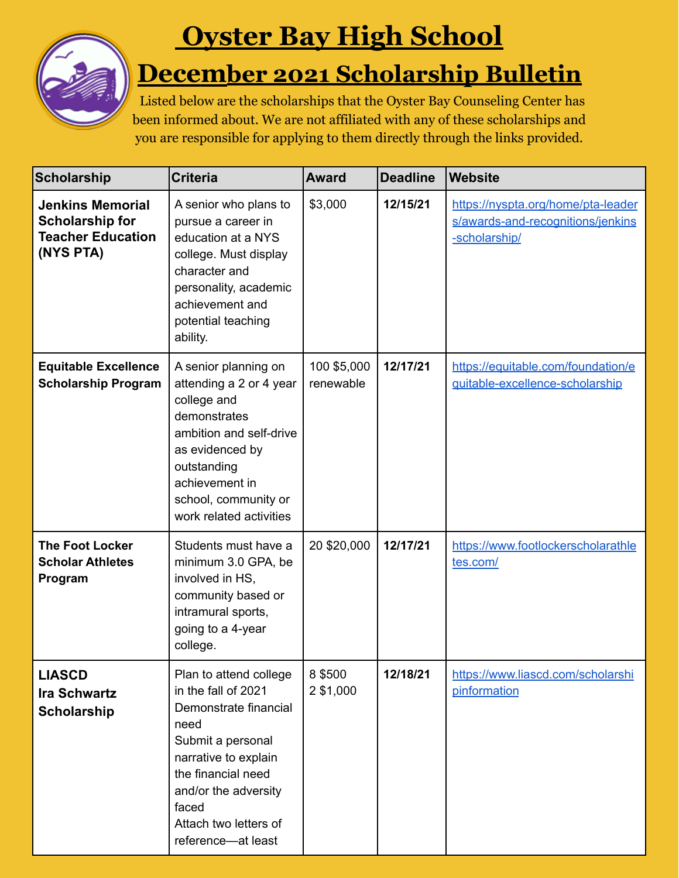# Oyster Bay High School

## December 2021 Scholarship Bulletin

Listed below are the scholarships that the Oyster Bay Counseling Center has been informed about. We are not affiliated with any of these scholarships and you are responsible for applying to them directly through the links provided.

| Scholarship | Criteria | Award | Deadline | Website |
|---|---|---|---|---|
| **Jenkins Memorial Scholarship for Teacher Education (NYS PTA)** | A senior who plans to pursue a career in education at a NYS college. Must display character and personality, academic achievement and potential teaching ability. | $3,000 | **12/15/21** | https://nyspta.org/home/pta-leaders/awards-and-recognitions/jenkins-scholarship/ |
| **Equitable Excellence Scholarship Program** | A senior planning on attending a 2 or 4 year college and demonstrates ambition and self-drive as evidenced by outstanding achievement in school, community or work related activities | 100 $5,000 renewable | **12/17/21** | https://equitable.com/foundation/equitable-excellence-scholarship |
| **The Foot Locker Scholar Athletes Program** | Students must have a minimum 3.0 GPA, be involved in HS, community based or intramural sports, going to a 4-year college. | 20 $20,000 | **12/17/21** | https://www.footlockerscholarathletes.com/ |
| **LIASCD Ira Schwartz Scholarship** | Plan to attend college in the fall of 2021<br>Demonstrate financial need<br>Submit a personal narrative to explain the financial need and/or the adversity faced<br>Attach two letters of reference—at least | 8 $500<br>2 $1,000 | **12/18/21** | https://www.liascd.com/scholarshipinformation |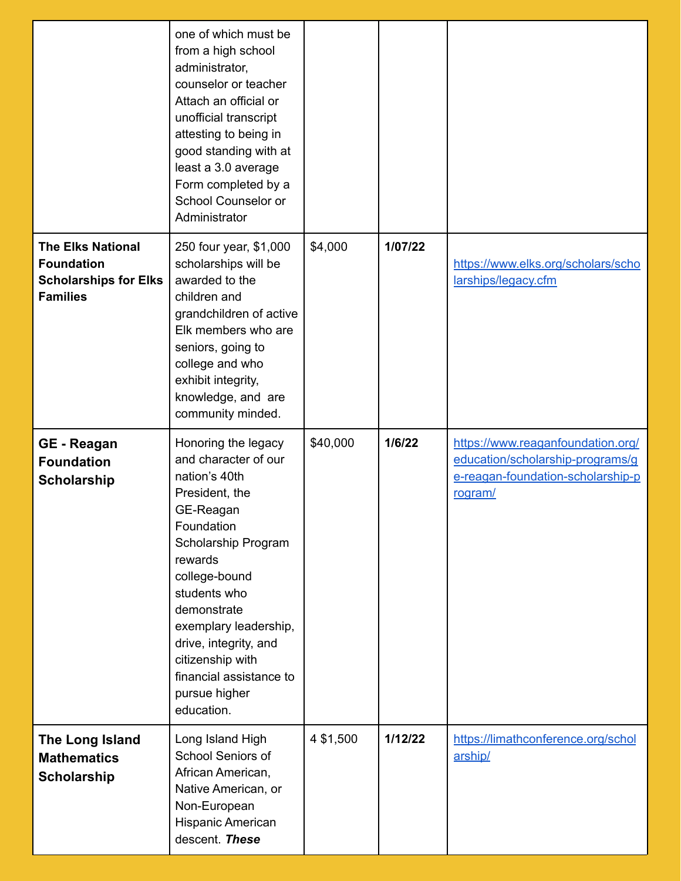| | | | | |
|---|---|---|---|---|
| | one of which must be from a high school administrator, counselor or teacher Attach an official or unofficial transcript attesting to being in good standing with at least a 3.0 average Form completed by a School Counselor or Administrator | | | |
| **The Elks National Foundation Scholarships for Elks Families** | 250 four year, $1,000 scholarships will be awarded to the children and grandchildren of active Elk members who are seniors, going to college and who exhibit integrity, knowledge, and are community minded. | $4,000 | **1/07/22** | https://www.elks.org/scholars/scholarships/legacy.cfm |
| **GE - Reagan Foundation Scholarship** | Honoring the legacy and character of our nation's 40th President, the GE-Reagan Foundation Scholarship Program rewards college-bound students who demonstrate exemplary leadership, drive, integrity, and citizenship with financial assistance to pursue higher education. | $40,000 | **1/6/22** | https://www.reaganfoundation.org/education/scholarship-programs/ge-reagan-foundation-scholarship-program/ |
| **The Long Island Mathematics Scholarship** | Long Island High School Seniors of African American, Native American, or Non-European Hispanic American descent. ***These*** | 4 $1,500 | **1/12/22** | https://limathconference.org/scholarship/ |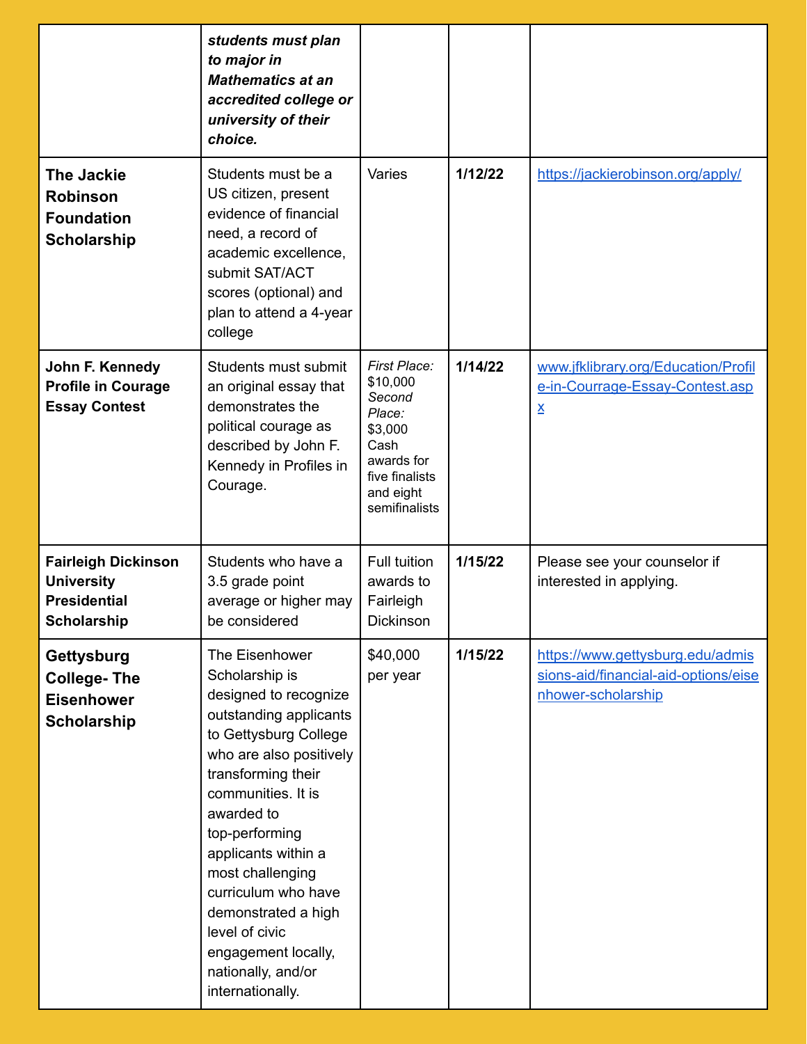| | | | | |
|---|---|---|---|---|
| | ***students must plan to major in Mathematics at an accredited college or university of their choice.*** | | | |
| **The Jackie Robinson Foundation Scholarship** | Students must be a US citizen, present evidence of financial need, a record of academic excellence, submit SAT/ACT scores (optional) and plan to attend a 4-year college | Varies | **1/12/22** | https://jackierobinson.org/apply/ |
| **John F. Kennedy Profile in Courage Essay Contest** | Students must submit an original essay that demonstrates the political courage as described by John F. Kennedy in Profiles in Courage. | *First Place:* $10,000 *Second Place:* $3,000 Cash awards for five finalists and eight semifinalists | **1/14/22** | www.jfklibrary.org/Education/Profile-in-Courage-Essay-Contest.aspx |
| **Fairleigh Dickinson University Presidential Scholarship** | Students who have a 3.5 grade point average or higher may be considered | Full tuition awards to Fairleigh Dickinson | **1/15/22** | Please see your counselor if interested in applying. |
| **Gettysburg College- The Eisenhower Scholarship** | The Eisenhower Scholarship is designed to recognize outstanding applicants to Gettysburg College who are also positively transforming their communities. It is awarded to top-performing applicants within a most challenging curriculum who have demonstrated a high level of civic engagement locally, nationally, and/or internationally. | $40,000 per year | **1/15/22** | https://www.gettysburg.edu/admissions-aid/financial-aid-options/eisenhower-scholarship |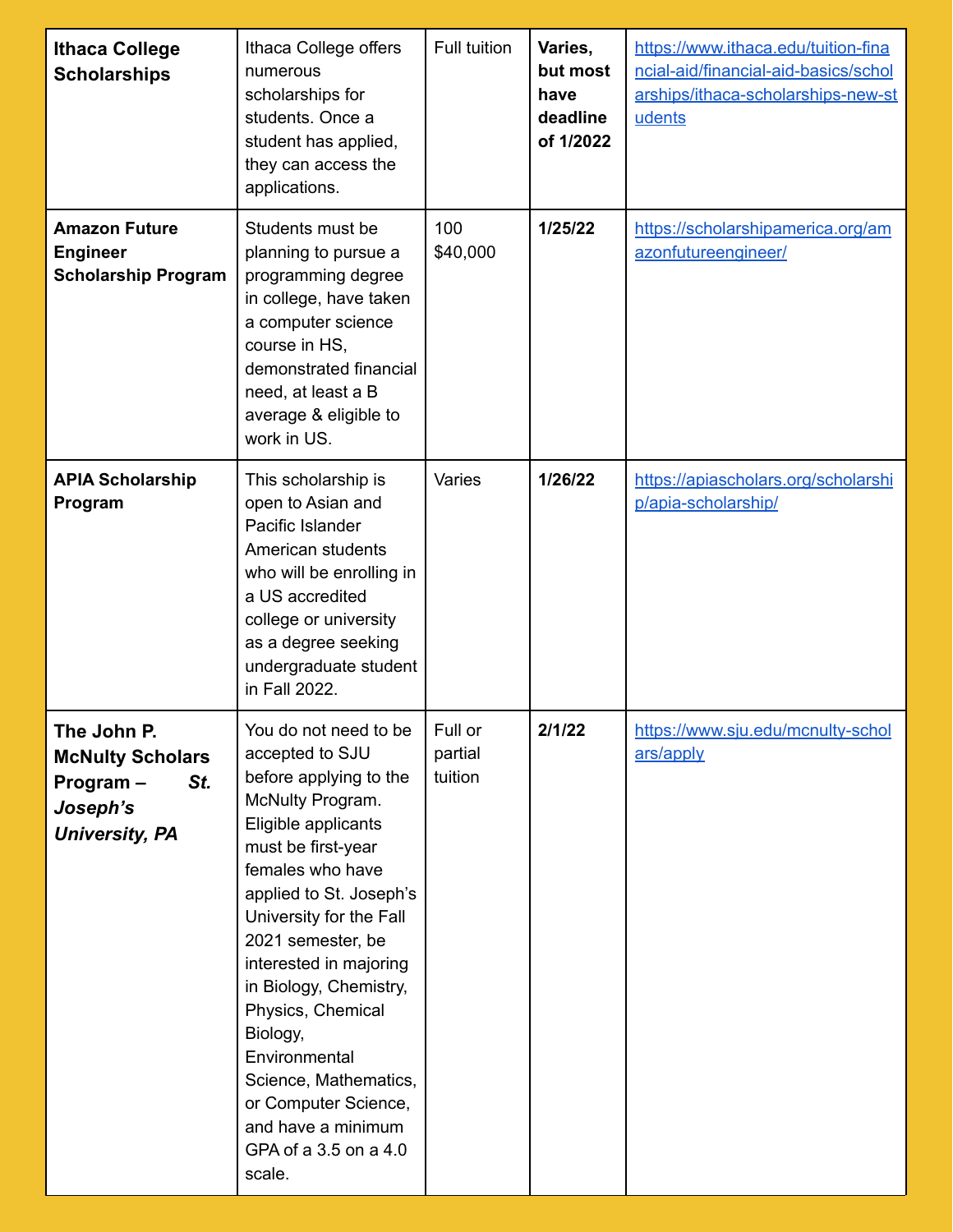| **Ithaca College Scholarships** | Ithaca College offers numerous scholarships for students. Once a student has applied, they can access the applications. | Full tuition | **Varies, but most have deadline of 1/2022** | https://www.ithaca.edu/tuition-financial-aid/financial-aid-basics/scholarships/ithaca-scholarships-new-students |
|---|---|---|---|---|
| **Amazon Future Engineer Scholarship Program** | Students must be planning to pursue a programming degree in college, have taken a computer science course in HS, demonstrated financial need, at least a B average & eligible to work in US. | 100 $40,000 | **1/25/22** | https://scholarshipamerica.org/amazonfutureengineer/ |
| **APIA Scholarship Program** | This scholarship is open to Asian and Pacific Islander American students who will be enrolling in a US accredited college or university as a degree seeking undergraduate student in Fall 2022. | Varies | **1/26/22** | https://apiascholars.org/scholarship/apia-scholarship/ |
| **The John P. McNulty Scholars Program – *St. Joseph's University, PA*** | You do not need to be accepted to SJU before applying to the McNulty Program. Eligible applicants must be first-year females who have applied to St. Joseph's University for the Fall 2021 semester, be interested in majoring in Biology, Chemistry, Physics, Chemical Biology, Environmental Science, Mathematics, or Computer Science, and have a minimum GPA of a 3.5 on a 4.0 scale. | Full or partial tuition | **2/1/22** | https://www.sju.edu/mcnulty-scholars/apply |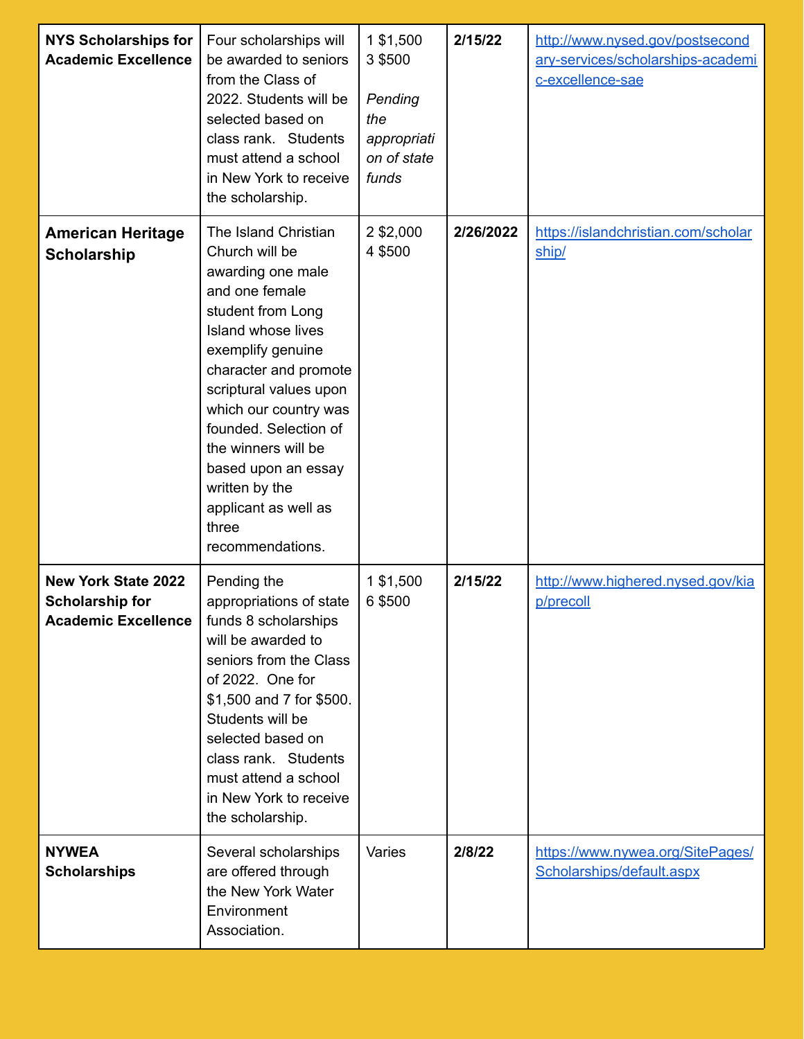| **NYS Scholarships for Academic Excellence** | Four scholarships will be awarded to seniors from the Class of 2022. Students will be selected based on class rank. Students must attend a school in New York to receive the scholarship. | 1 $1,500<br>3 $500<br><br>*Pending the appropriation of state funds* | **2/15/22** | http://www.nysed.gov/postsecondary-services/scholarships-academic-excellence-sae |
|---|---|---|---|---|
| **American Heritage Scholarship** | The Island Christian Church will be awarding one male and one female student from Long Island whose lives exemplify genuine character and promote scriptural values upon which our country was founded. Selection of the winners will be based upon an essay written by the applicant as well as three recommendations. | 2 $2,000<br>4 $500 | **2/26/2022** | https://islandchristian.com/scholarship/ |
| **New York State 2022 Scholarship for Academic Excellence** | Pending the appropriations of state funds 8 scholarships will be awarded to seniors from the Class of 2022. One for $1,500 and 7 for $500. Students will be selected based on class rank. Students must attend a school in New York to receive the scholarship. | 1 $1,500<br>6 $500 | **2/15/22** | http://www.highered.nysed.gov/kiap/precoll |
| **NYWEA Scholarships** | Several scholarships are offered through the New York Water Environment Association. | Varies | **2/8/22** | https://www.nywea.org/SitePages/Scholarships/default.aspx |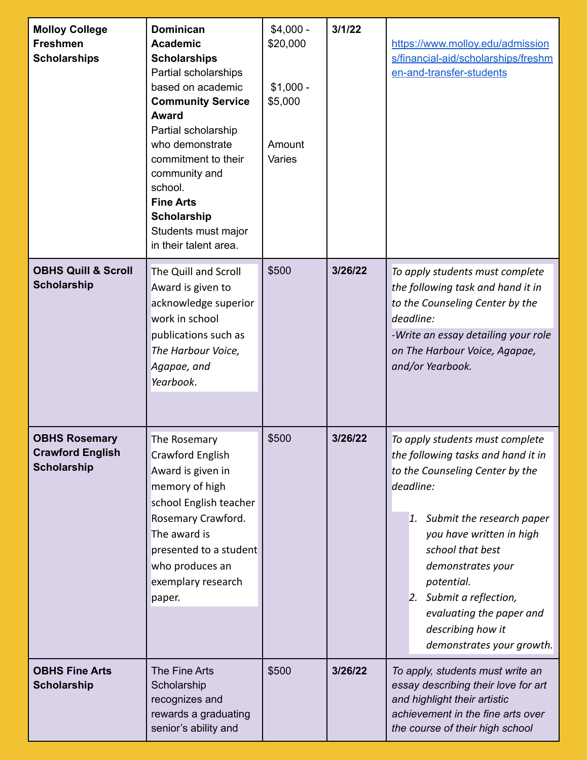| | | | | |
|---|---|---|---|---|
| **Molloy College Freshmen Scholarships** | **Dominican Academic Scholarships** Partial scholarships based on academic **Community Service Award** Partial scholarship who demonstrate commitment to their community and school. **Fine Arts Scholarship** Students must major in their talent area. | $4,000 - $20,000<br><br>$1,000 - $5,000<br><br>Amount Varies | **3/1/22** | https://www.molloy.edu/admissions/financial-aid/scholarships/freshmen-and-transfer-students |
| **OBHS Quill & Scroll Scholarship** | The Quill and Scroll Award is given to acknowledge superior work in school publications such as *The Harbour Voice, Agapae, and Yearbook*. | $500 | **3/26/22** | *To apply students must complete the following task and hand it in to the Counseling Center by the deadline:*<br>*-Write an essay detailing your role on The Harbour Voice, Agapae, and/or Yearbook.* |
| **OBHS Rosemary Crawford English Scholarship** | The Rosemary Crawford English Award is given in memory of high school English teacher Rosemary Crawford. The award is presented to a student who produces an exemplary research paper. | $500 | **3/26/22** | *To apply students must complete the following tasks and hand it in to the Counseling Center by the deadline:*<br>1. *Submit the research paper you have written in high school that best demonstrates your potential.*<br>2. *Submit a reflection, evaluating the paper and describing how it demonstrates your growth.* |
| **OBHS Fine Arts Scholarship** | The Fine Arts Scholarship recognizes and rewards a graduating senior's ability and | $500 | **3/26/22** | *To apply, students must write an essay describing their love for art and highlight their artistic achievement in the fine arts over the course of their high school* |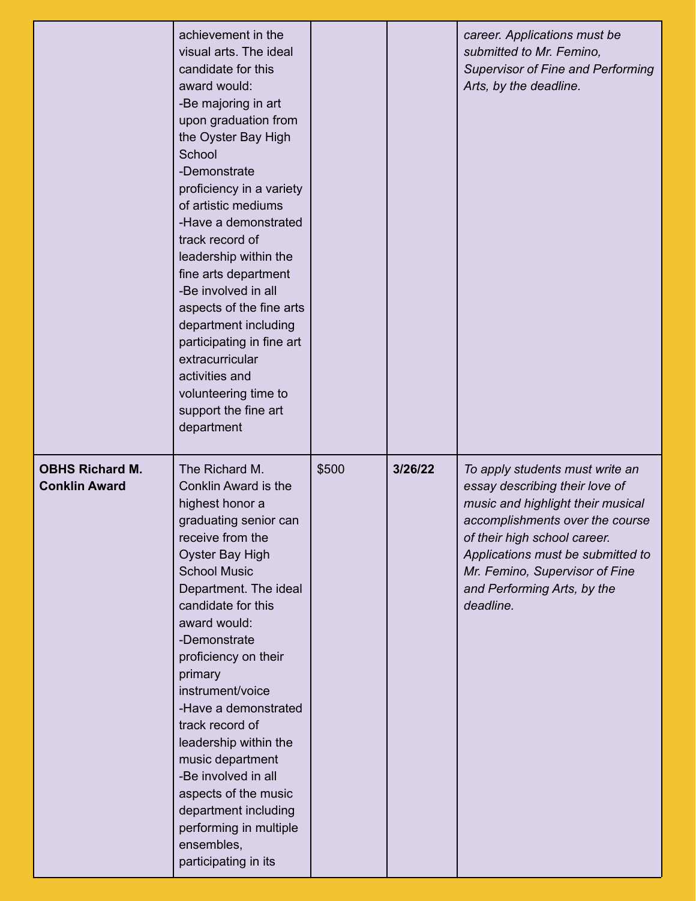| | | | | |
|---|---|---|---|---|
| | achievement in the visual arts. The ideal candidate for this award would:<br>-Be majoring in art upon graduation from the Oyster Bay High School<br>-Demonstrate proficiency in a variety of artistic mediums<br>-Have a demonstrated track record of leadership within the fine arts department<br>-Be involved in all aspects of the fine arts department including participating in fine art extracurricular activities and volunteering time to support the fine art department | | | *career. Applications must be submitted to Mr. Femino, Supervisor of Fine and Performing Arts, by the deadline.* |
| **OBHS Richard M. Conklin Award** | The Richard M. Conklin Award is the highest honor a graduating senior can receive from the Oyster Bay High School Music Department. The ideal candidate for this award would:<br>-Demonstrate proficiency on their primary instrument/voice<br>-Have a demonstrated track record of leadership within the music department<br>-Be involved in all aspects of the music department including performing in multiple ensembles, participating in its | $500 | **3/26/22** | *To apply students must write an essay describing their love of music and highlight their musical accomplishments over the course of their high school career. Applications must be submitted to Mr. Femino, Supervisor of Fine and Performing Arts, by the deadline.* |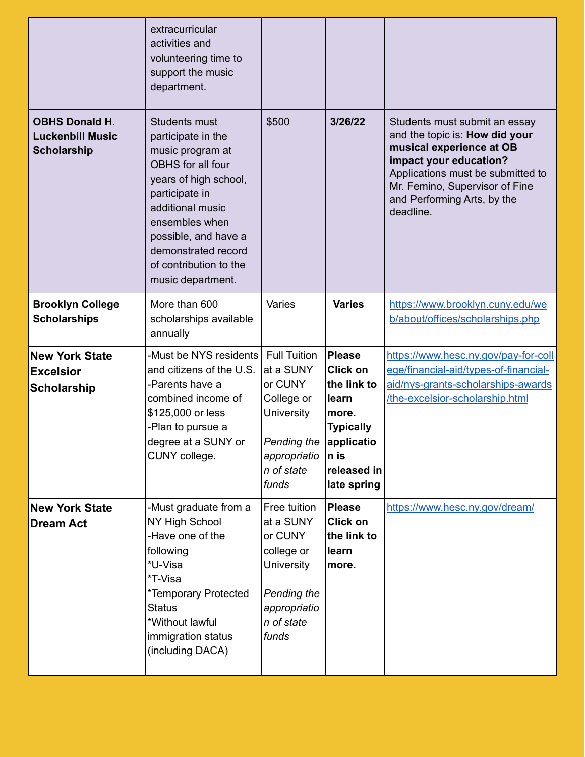| | | | | |
|---|---|---|---|---|
| | extracurricular activities and volunteering time to support the music department. | | | |
| **OBHS Donald H. Luckenbill Music Scholarship** | Students must participate in the music program at OBHS for all four years of high school, participate in additional music ensembles when possible, and have a demonstrated record of contribution to the music department. | $500 | **3/26/22** | Students must submit an essay and the topic is: **How did your musical experience at OB impact your education?** Applications must be submitted to Mr. Femino, Supervisor of Fine and Performing Arts, by the deadline. |
| **Brooklyn College Scholarships** | More than 600 scholarships available annually | Varies | **Varies** | https://www.brooklyn.cuny.edu/web/about/offices/scholarships.php |
| **New York State Excelsior Scholarship** | -Must be NYS residents and citizens of the U.S.<br>-Parents have a combined income of $125,000 or less<br>-Plan to pursue a degree at a SUNY or CUNY college. | Full Tuition at a SUNY or CUNY College or University<br><br>*Pending the appropriation of state funds* | **Please Click on the link to learn more. Typically application is released in late spring** | https://www.hesc.ny.gov/pay-for-college/financial-aid/types-of-financial-aid/nys-grants-scholarships-awards/the-excelsior-scholarship.html |
| **New York State Dream Act** | -Must graduate from a NY High School<br>-Have one of the following<br>*U-Visa<br>*T-Visa<br>*Temporary Protected Status<br>*Without lawful immigration status (including DACA) | Free tuition at a SUNY or CUNY college or University<br><br>*Pending the appropriation of state funds* | **Please Click on the link to learn more.** | https://www.hesc.ny.gov/dream/ |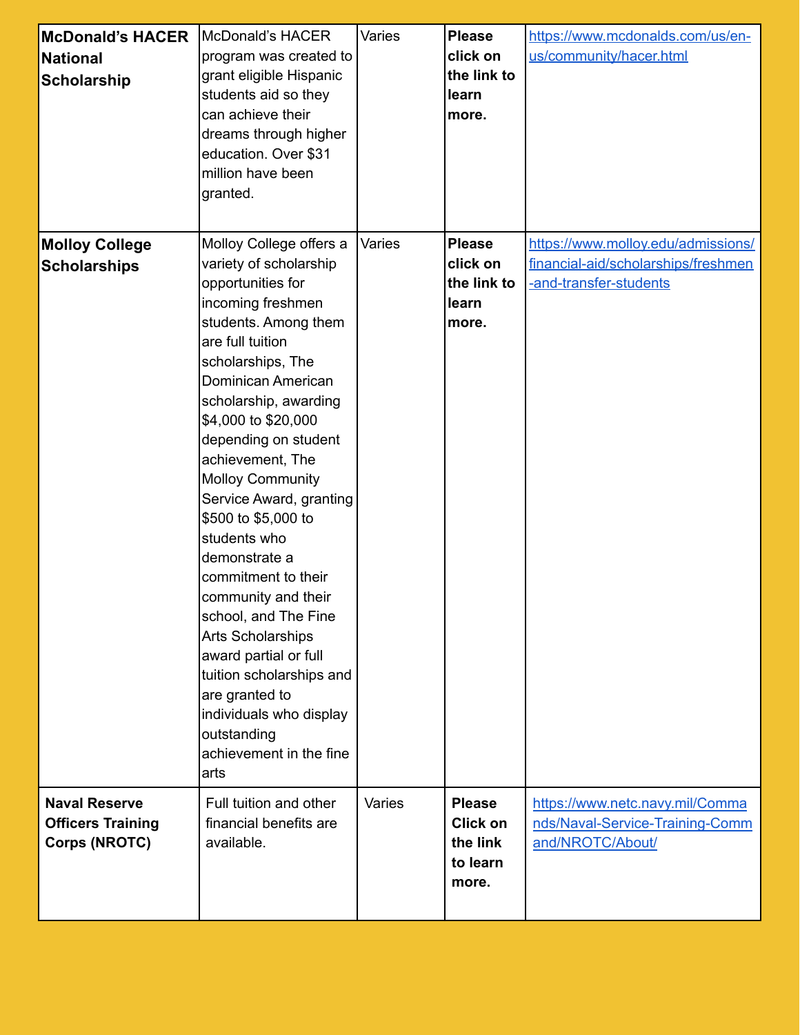| | | | | |
|---|---|---|---|---|
| **McDonald's HACER National Scholarship** | McDonald's HACER program was created to grant eligible Hispanic students aid so they can achieve their dreams through higher education. Over $31 million have been granted. | Varies | **Please click on the link to learn more.** | https://www.mcdonalds.com/us/en-us/community/hacer.html |
| **Molloy College Scholarships** | Molloy College offers a variety of scholarship opportunities for incoming freshmen students. Among them are full tuition scholarships, The Dominican American scholarship, awarding $4,000 to $20,000 depending on student achievement, The Molloy Community Service Award, granting $500 to $5,000 to students who demonstrate a commitment to their community and their school, and The Fine Arts Scholarships award partial or full tuition scholarships and are granted to individuals who display outstanding achievement in the fine arts | Varies | **Please click on the link to learn more.** | https://www.molloy.edu/admissions/financial-aid/scholarships/freshmen-and-transfer-students |
| **Naval Reserve Officers Training Corps (NROTC)** | Full tuition and other financial benefits are available. | Varies | **Please Click on the link to learn more.** | https://www.netc.navy.mil/Commands/Naval-Service-Training-Command/NROTC/About/ |